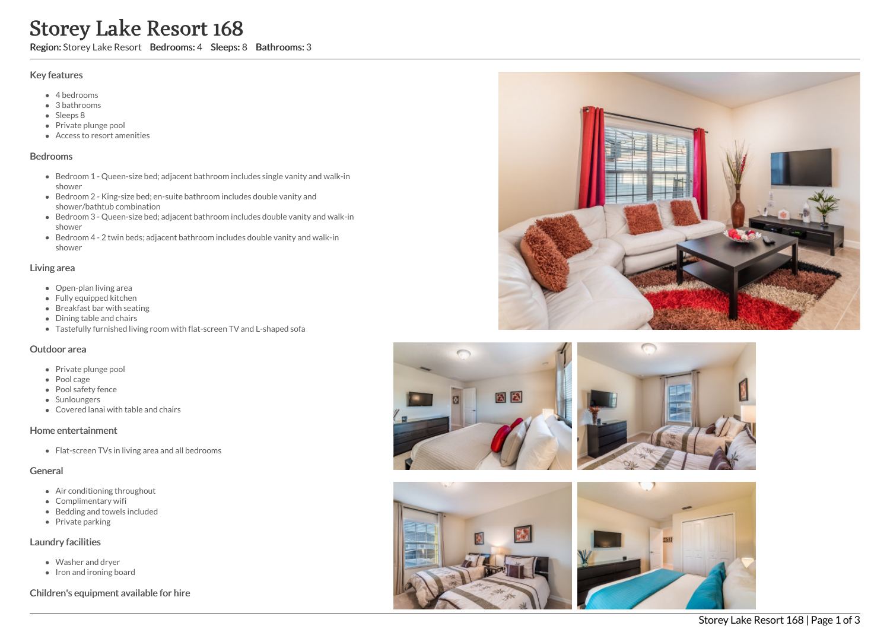# Storey Lake Resort 168

**Region:** Storey Lake Resort **Bedrooms:** 4 **Sleeps:** 8 **Bathrooms:** 3

## Key features

- 4 bedrooms
- 3 bathrooms
- Sleeps 8
- Private plunge pool
- Access to resort amenities

## Bedrooms

- Bedroom 1 - Queen-size bed; adjacent bathroom includes single vanity and walk-in shower
- Bedroom 2 - King-size bed; en-suite bathroom includes double vanity and shower/bathtub combination
- Bedroom 3 - Queen-size bed; adjacent bathroom includes double vanity and walk-in shower
- Bedroom 4 - 2 twin beds; adjacent bathroom includes double vanity and walk-in shower

## Living area

- Open-plan living area
- Fully equipped kitchen
- Breakfast bar with seating
- Dining table and chairs
- Tastefully furnished living room with flat-screen TV and L-shaped sofa

## Outdoor area

- Private plunge pool
- Pool cage
- Pool safety fence
- Sunloungers
- Covered lanai with table and chairs

## Home entertainment

- Flat-screen TVs in living area and all bedrooms

## General

- Air conditioning throughout
- Complimentary wifi
- Bedding and towels included
- Private parking

## Laundry facilities

- Washer and dryer
- Iron and ironing board

## Children's equipment available for hire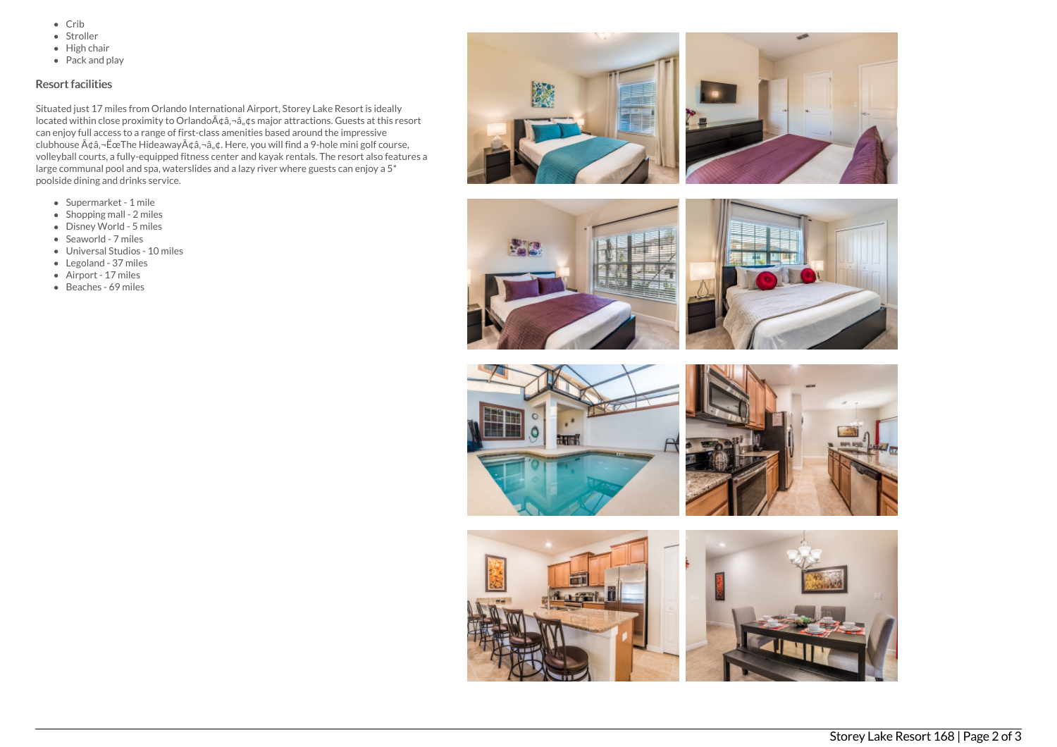- Crib
- Stroller
- High chair
- Pack and play

### Resort facilities

Situated just 17 miles from Orlando International Airport, Storey Lake Resort is ideally located within close proximity to OrlandoÃ¢â‚¬â„¢s major attractions. Guests at this resort can enjoy full access to a range of first-class amenities based around the impressive clubhouse Ã¢â‚¬ËœThe HideawayÃ¢â‚¬â„¢. Here, you will find a 9-hole mini golf course, volleyball courts, a fully-equipped fitness center and kayak rentals. The resort also features a large communal pool and spa, waterslides and a lazy river where guests can enjoy a 5* poolside dining and drinks service.

- Supermarket - 1 mile
- Shopping mall - 2 miles
- Disney World - 5 miles
- Seaworld - 7 miles
- Universal Studios - 10 miles
- Legoland - 37 miles
- Airport - 17 miles
- Beaches - 69 miles